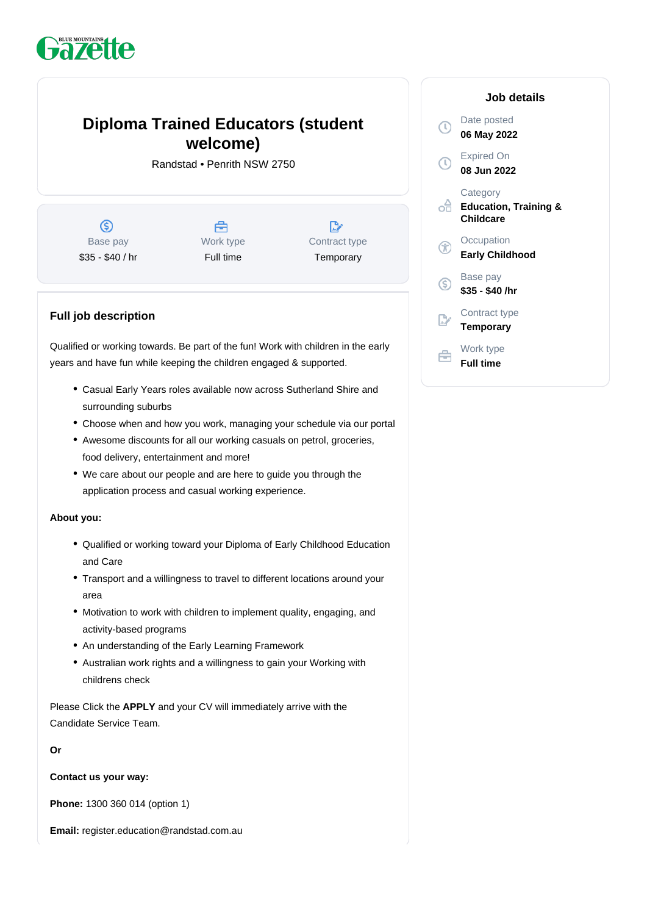Blue Mountains Gazette

# Diploma Trained Educators (student welcome)

Randstad • Penrith NSW 2750

| Base pay | Work type | Contract type |
| --- | --- | --- |
| $35 - $40 / hr | Full time | Temporary |

## Full job description

Qualified or working towards. Be part of the fun! Work with children in the early years and have fun while keeping the children engaged & supported.

- Casual Early Years roles available now across Sutherland Shire and surrounding suburbs
- Choose when and how you work, managing your schedule via our portal
- Awesome discounts for all our working casuals on petrol, groceries, food delivery, entertainment and more!
- We care about our people and are here to guide you through the application process and casual working experience.

**About you:**

- Qualified or working toward your Diploma of Early Childhood Education and Care
- Transport and a willingness to travel to different locations around your area
- Motivation to work with children to implement quality, engaging, and activity-based programs
- An understanding of the Early Learning Framework
- Australian work rights and a willingness to gain your Working with childrens check

Please Click the **APPLY** and your CV will immediately arrive with the Candidate Service Team.

**Or**

**Contact us your way:**

**Phone:** 1300 360 014 (option 1)

**Email:** register.education@randstad.com.au

## Job details

Date posted
**06 May 2022**

Expired On
**08 Jun 2022**

Category
**Education, Training & Childcare**

Occupation
**Early Childhood**

Base pay
**$35 - $40 /hr**

Contract type
**Temporary**

Work type
**Full time**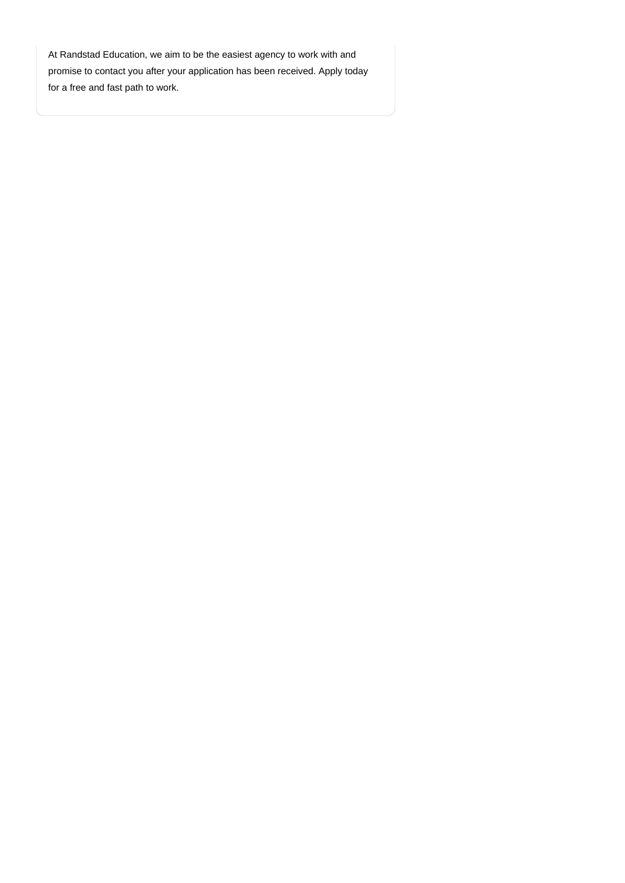At Randstad Education, we aim to be the easiest agency to work with and promise to contact you after your application has been received. Apply today for a free and fast path to work.